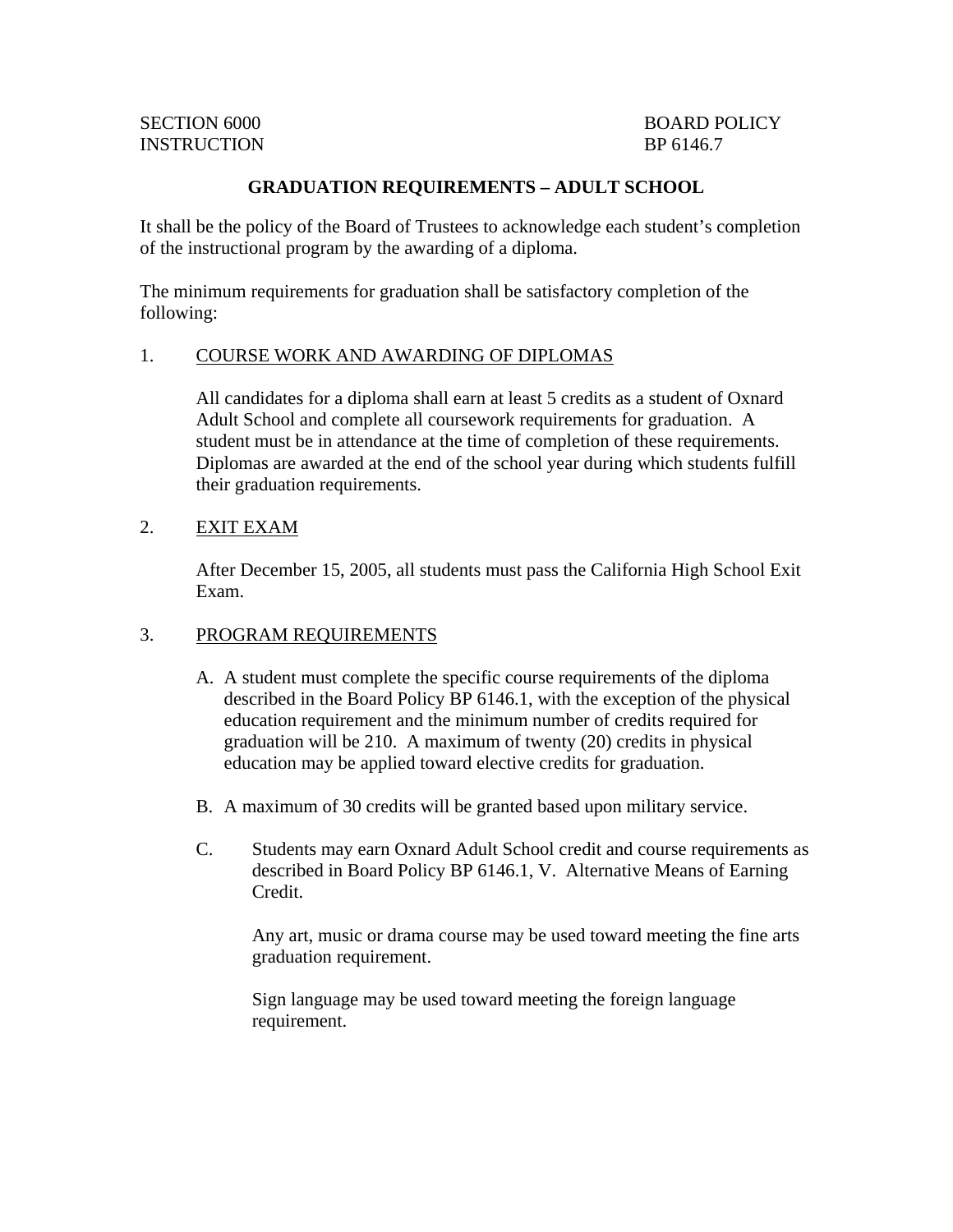SECTION 6000 BOARD POLICY
INSTRUCTION BP 6146.7

# GRADUATION REQUIREMENTS – ADULT SCHOOL

It shall be the policy of the Board of Trustees to acknowledge each student's completion of the instructional program by the awarding of a diploma.

The minimum requirements for graduation shall be satisfactory completion of the following:

1. COURSE WORK AND AWARDING OF DIPLOMAS

   All candidates for a diploma shall earn at least 5 credits as a student of Oxnard Adult School and complete all coursework requirements for graduation. A student must be in attendance at the time of completion of these requirements. Diplomas are awarded at the end of the school year during which students fulfill their graduation requirements.

2. EXIT EXAM

   After December 15, 2005, all students must pass the California High School Exit Exam.

3. PROGRAM REQUIREMENTS

   A. A student must complete the specific course requirements of the diploma described in the Board Policy BP 6146.1, with the exception of the physical education requirement and the minimum number of credits required for graduation will be 210. A maximum of twenty (20) credits in physical education may be applied toward elective credits for graduation.

   B. A maximum of 30 credits will be granted based upon military service.

   C. Students may earn Oxnard Adult School credit and course requirements as described in Board Policy BP 6146.1, V. Alternative Means of Earning Credit.

      Any art, music or drama course may be used toward meeting the fine arts graduation requirement.

      Sign language may be used toward meeting the foreign language requirement.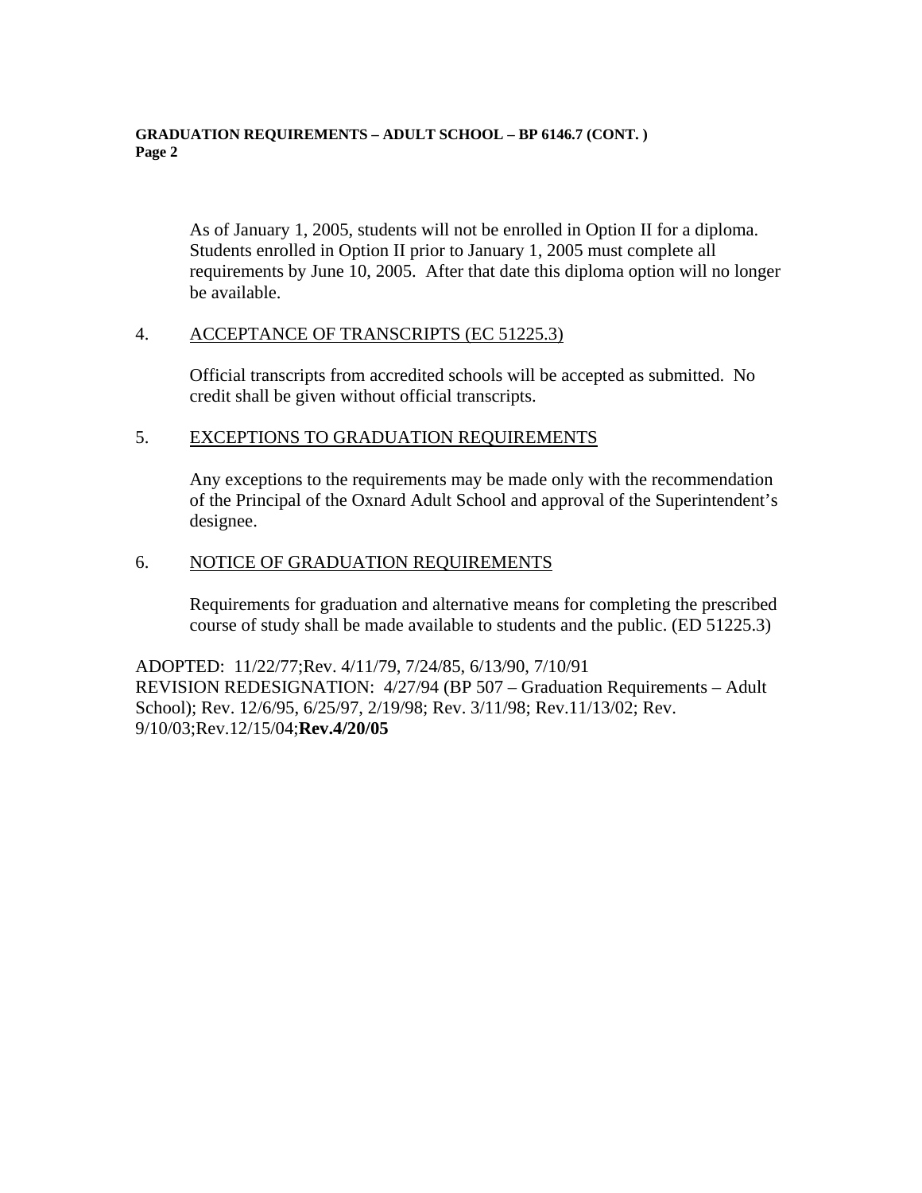As of January 1, 2005, students will not be enrolled in Option II for a diploma. Students enrolled in Option II prior to January 1, 2005 must complete all requirements by June 10, 2005. After that date this diploma option will no longer be available.

4. ACCEPTANCE OF TRANSCRIPTS (EC 51225.3)

   Official transcripts from accredited schools will be accepted as submitted. No credit shall be given without official transcripts.

5. EXCEPTIONS TO GRADUATION REQUIREMENTS

   Any exceptions to the requirements may be made only with the recommendation of the Principal of the Oxnard Adult School and approval of the Superintendent's designee.

6. NOTICE OF GRADUATION REQUIREMENTS

   Requirements for graduation and alternative means for completing the prescribed course of study shall be made available to students and the public. (ED 51225.3)

ADOPTED: 11/22/77;Rev. 4/11/79, 7/24/85, 6/13/90, 7/10/91
REVISION REDESIGNATION: 4/27/94 (BP 507 – Graduation Requirements – Adult School); Rev. 12/6/95, 6/25/97, 2/19/98; Rev. 3/11/98; Rev.11/13/02; Rev. 9/10/03;Rev.12/15/04;**Rev.4/20/05**